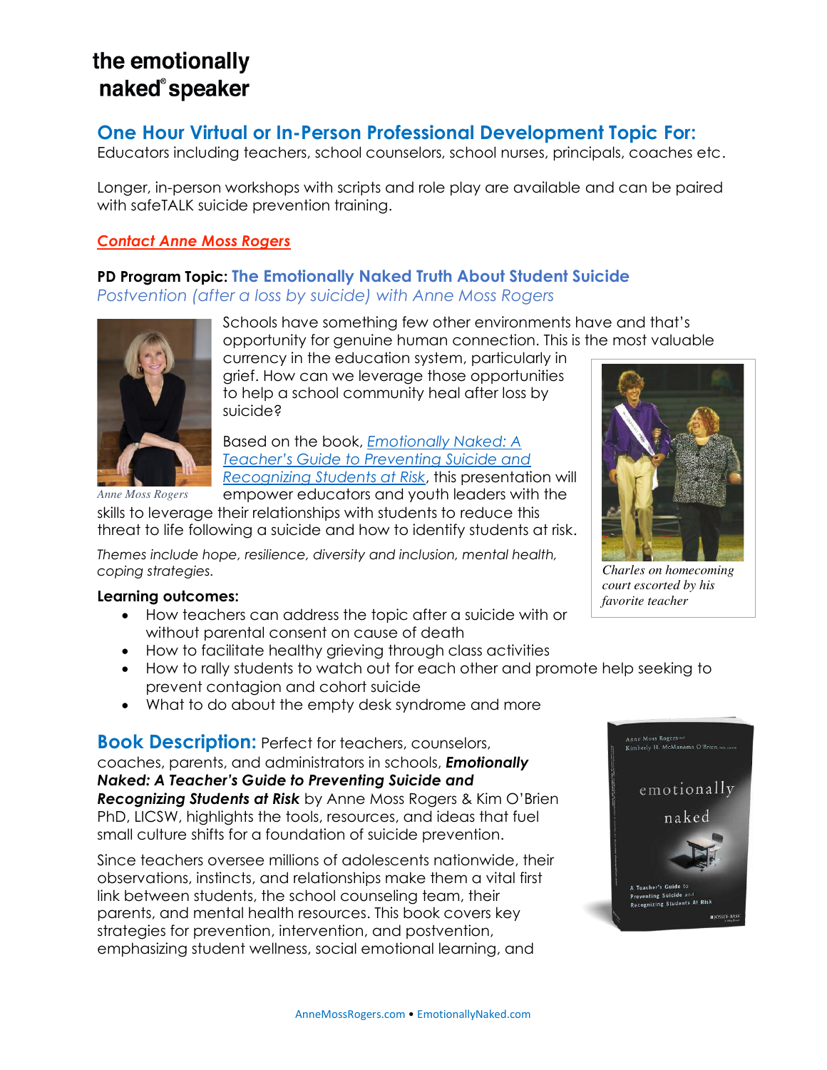# the emotionally naked® speaker

## One Hour Virtual or In-Person Professional Development Topic For:

Educators including teachers, school counselors, school nurses, principals, coaches etc.

Longer, in-person workshops with scripts and role play are available and can be paired with safeTALK suicide prevention training.

***Contact Anne Moss Rogers***

### PD Program Topic: The Emotionally Naked Truth About Student Suicide

*Postvention (after a loss by suicide) with Anne Moss Rogers*

*Anne Moss Rogers*

Schools have something few other environments have and that's opportunity for genuine human connection. This is the most valuable currency in the education system, particularly in grief. How can we leverage those opportunities to help a school community heal after loss by suicide?

Based on the book, *Emotionally Naked: A Teacher's Guide to Preventing Suicide and Recognizing Students at Risk*, this presentation will empower educators and youth leaders with the skills to leverage their relationships with students to reduce this threat to life following a suicide and how to identify students at risk.

*Themes include hope, resilience, diversity and inclusion, mental health, coping strategies.*

*Charles on homecoming court escorted by his favorite teacher*

**Learning outcomes:**

- How teachers can address the topic after a suicide with or without parental consent on cause of death
- How to facilitate healthy grieving through class activities
- How to rally students to watch out for each other and promote help seeking to prevent contagion and cohort suicide
- What to do about the empty desk syndrome and more

**Book Description:** Perfect for teachers, counselors, coaches, parents, and administrators in schools, ***Emotionally Naked: A Teacher's Guide to Preventing Suicide and Recognizing Students at Risk*** by Anne Moss Rogers & Kim O'Brien PhD, LICSW, highlights the tools, resources, and ideas that fuel small culture shifts for a foundation of suicide prevention.

Since teachers oversee millions of adolescents nationwide, their observations, instincts, and relationships make them a vital first link between students, the school counseling team, their parents, and mental health resources. This book covers key strategies for prevention, intervention, and postvention, emphasizing student wellness, social emotional learning, and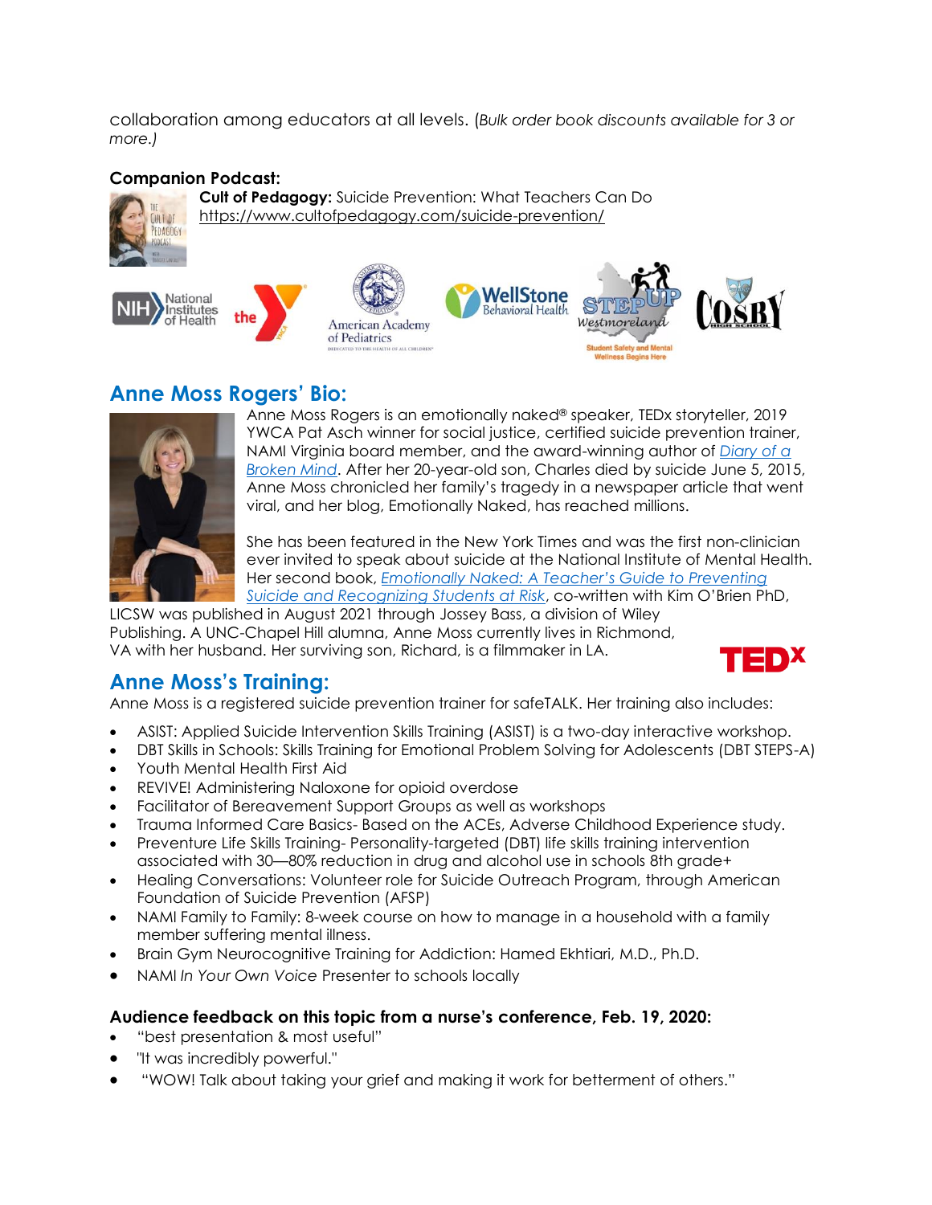collaboration among educators at all levels. (*Bulk order book discounts available for 3 or more.*)

**Companion Podcast:**

**Cult of Pedagogy:** Suicide Prevention: What Teachers Can Do
https://www.cultofpedagogy.com/suicide-prevention/

## Anne Moss Rogers' Bio:

Anne Moss Rogers is an emotionally naked® speaker, TEDx storyteller, 2019 YWCA Pat Asch winner for social justice, certified suicide prevention trainer, NAMI Virginia board member, and the award-winning author of *Diary of a Broken Mind*. After her 20-year-old son, Charles died by suicide June 5, 2015, Anne Moss chronicled her family's tragedy in a newspaper article that went viral, and her blog, Emotionally Naked, has reached millions.

She has been featured in the New York Times and was the first non-clinician ever invited to speak about suicide at the National Institute of Mental Health. Her second book, *Emotionally Naked: A Teacher's Guide to Preventing Suicide and Recognizing Students at Risk*, co-written with Kim O'Brien PhD, LICSW was published in August 2021 through Jossey Bass, a division of Wiley Publishing. A UNC-Chapel Hill alumna, Anne Moss currently lives in Richmond, VA with her husband. Her surviving son, Richard, is a filmmaker in LA.

## Anne Moss's Training:

Anne Moss is a registered suicide prevention trainer for safeTALK. Her training also includes:

- ASIST: Applied Suicide Intervention Skills Training (ASIST) is a two-day interactive workshop.
- DBT Skills in Schools: Skills Training for Emotional Problem Solving for Adolescents (DBT STEPS-A)
- Youth Mental Health First Aid
- REVIVE! Administering Naloxone for opioid overdose
- Facilitator of Bereavement Support Groups as well as workshops
- Trauma Informed Care Basics- Based on the ACEs, Adverse Childhood Experience study.
- Preventure Life Skills Training- Personality-targeted (DBT) life skills training intervention associated with 30—80% reduction in drug and alcohol use in schools 8th grade+
- Healing Conversations: Volunteer role for Suicide Outreach Program, through American Foundation of Suicide Prevention (AFSP)
- NAMI Family to Family: 8-week course on how to manage in a household with a family member suffering mental illness.
- Brain Gym Neurocognitive Training for Addiction: Hamed Ekhtiari, M.D., Ph.D.
- NAMI *In Your Own Voice* Presenter to schools locally

**Audience feedback on this topic from a nurse's conference, Feb. 19, 2020:**

- "best presentation & most useful"
- "It was incredibly powerful."
- "WOW! Talk about taking your grief and making it work for betterment of others."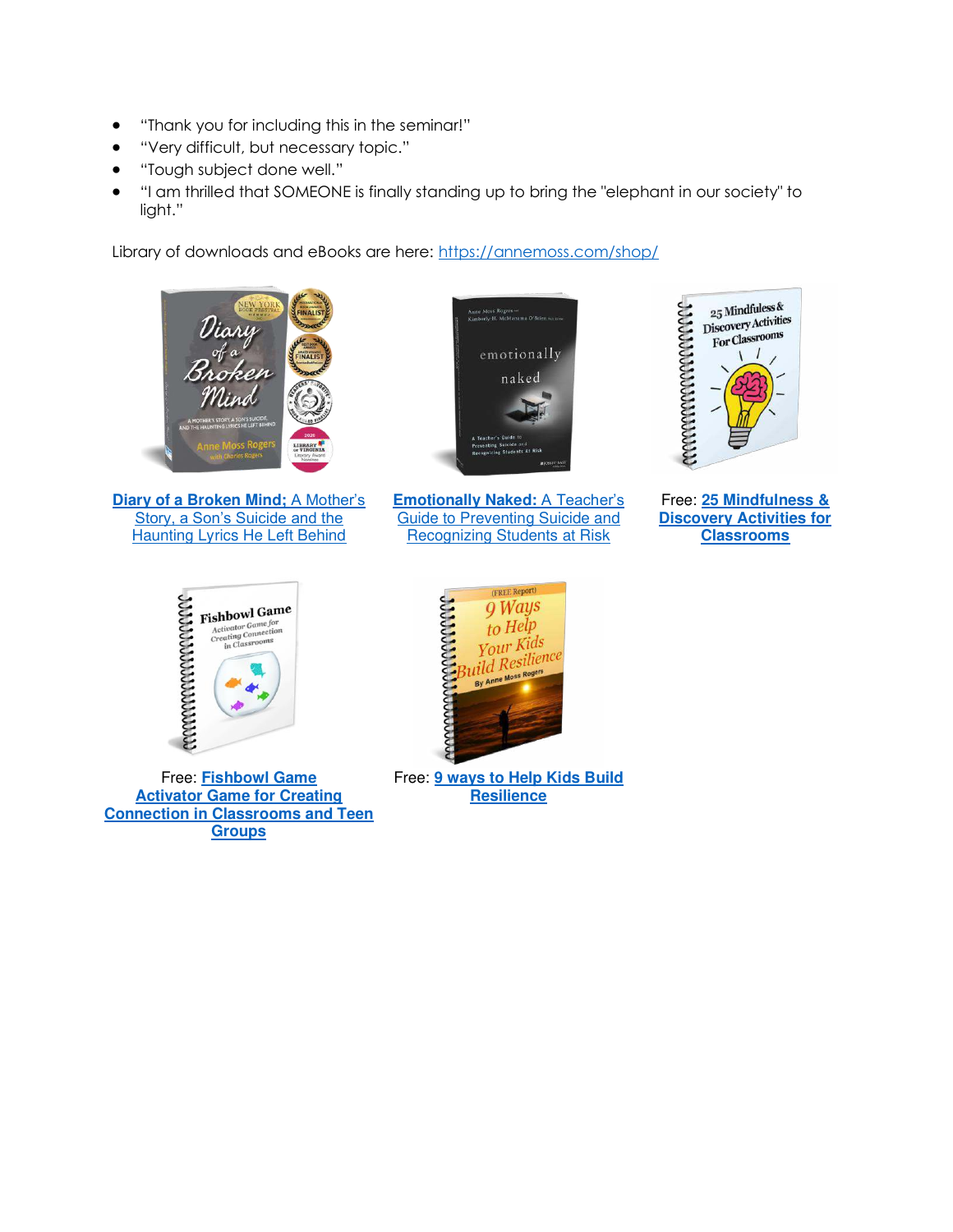- “Thank you for including this in the seminar!”
- “Very difficult, but necessary topic.”
- “Tough subject done well.”
- “I am thrilled that SOMEONE is finally standing up to bring the "elephant in our society" to light.”

Library of downloads and eBooks are here: https://annemoss.com/shop/

**Diary of a Broken Mind;** A Mother’s Story, a Son’s Suicide and the Haunting Lyrics He Left Behind

**Emotionally Naked:** A Teacher’s Guide to Preventing Suicide and Recognizing Students at Risk

Free: **25 Mindfulness & Discovery Activities for Classrooms**

Free: **Fishbowl Game Activator Game for Creating Connection in Classrooms and Teen Groups**

Free: **9 ways to Help Kids Build Resilience**